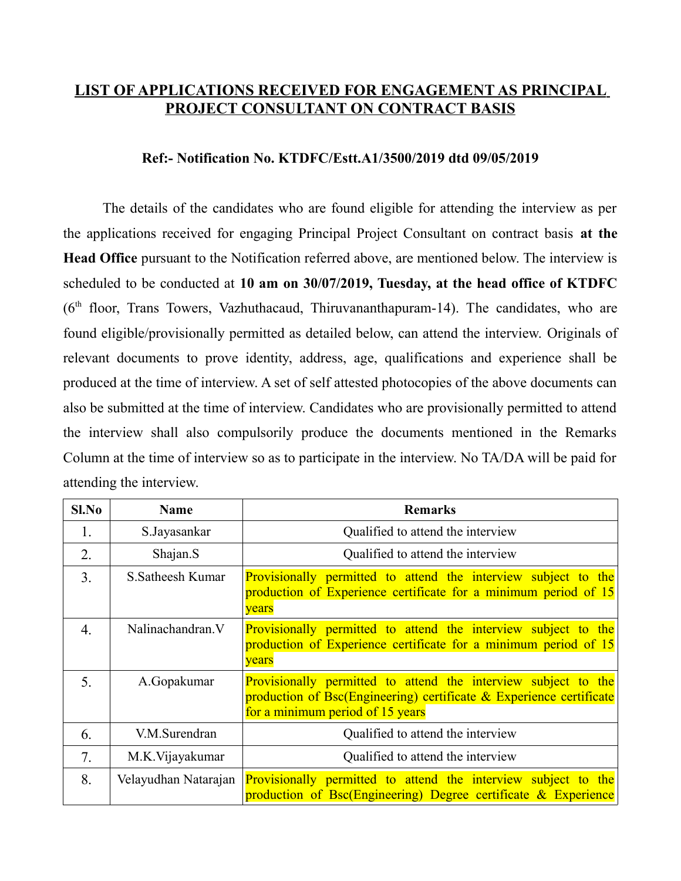# LIST OF APPLICATIONS RECEIVED FOR ENGAGEMENT AS PRINCIPAL PROJECT CONSULTANT ON CONTRACT BASIS

**Ref:- Notification No. KTDFC/Estt.A1/3500/2019 dtd 09/05/2019**

The details of the candidates who are found eligible for attending the interview as per the applications received for engaging Principal Project Consultant on contract basis **at the Head Office** pursuant to the Notification referred above, are mentioned below. The interview is scheduled to be conducted at **10 am on 30/07/2019, Tuesday, at the head office of KTDFC** (6th floor, Trans Towers, Vazhuthacaud, Thiruvananthapuram-14). The candidates, who are found eligible/provisionally permitted as detailed below, can attend the interview. Originals of relevant documents to prove identity, address, age, qualifications and experience shall be produced at the time of interview. A set of self attested photocopies of the above documents can also be submitted at the time of interview. Candidates who are provisionally permitted to attend the interview shall also compulsorily produce the documents mentioned in the Remarks Column at the time of interview so as to participate in the interview. No TA/DA will be paid for attending the interview.

| Sl.No | Name | Remarks |
|---|---|---|
| 1. | S.Jayasankar | Qualified to attend the interview |
| 2. | Shajan.S | Qualified to attend the interview |
| 3. | S.Satheesh Kumar | Provisionally permitted to attend the interview subject to the production of Experience certificate for a minimum period of 15 years |
| 4. | Nalinachandran.V | Provisionally permitted to attend the interview subject to the production of Experience certificate for a minimum period of 15 years |
| 5. | A.Gopakumar | Provisionally permitted to attend the interview subject to the production of Bsc(Engineering) certificate & Experience certificate for a minimum period of 15 years |
| 6. | V.M.Surendran | Qualified to attend the interview |
| 7. | M.K.Vijayakumar | Qualified to attend the interview |
| 8. | Velayudhan Natarajan | Provisionally permitted to attend the interview subject to the production of Bsc(Engineering) Degree certificate & Experience |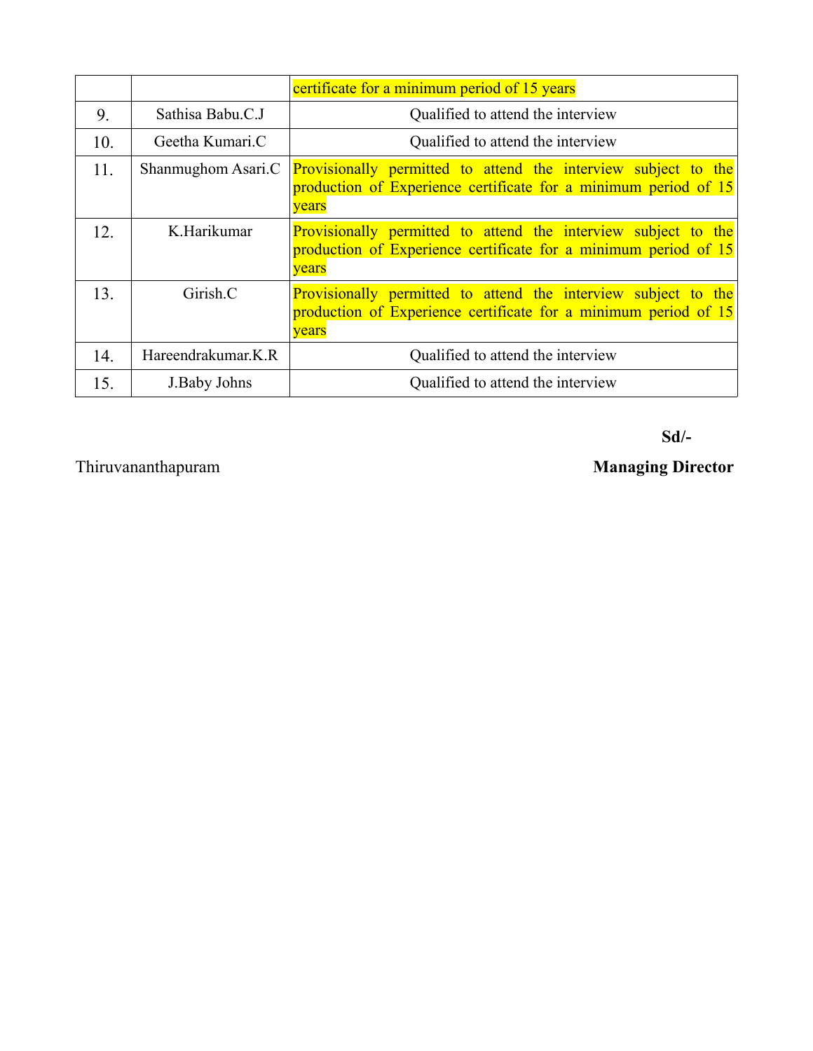| | | |
|---|---|---|
| | | certificate for a minimum period of 15 years |
| 9. | Sathisa Babu.C.J | Qualified to attend the interview |
| 10. | Geetha Kumari.C | Qualified to attend the interview |
| 11. | Shanmughom Asari.C | Provisionally permitted to attend the interview subject to the production of Experience certificate for a minimum period of 15 years |
| 12. | K.Harikumar | Provisionally permitted to attend the interview subject to the production of Experience certificate for a minimum period of 15 years |
| 13. | Girish.C | Provisionally permitted to attend the interview subject to the production of Experience certificate for a minimum period of 15 years |
| 14. | Hareendrakumar.K.R | Qualified to attend the interview |
| 15. | J.Baby Johns | Qualified to attend the interview |

**Sd/-**

Thiruvananthapuram

**Managing Director**